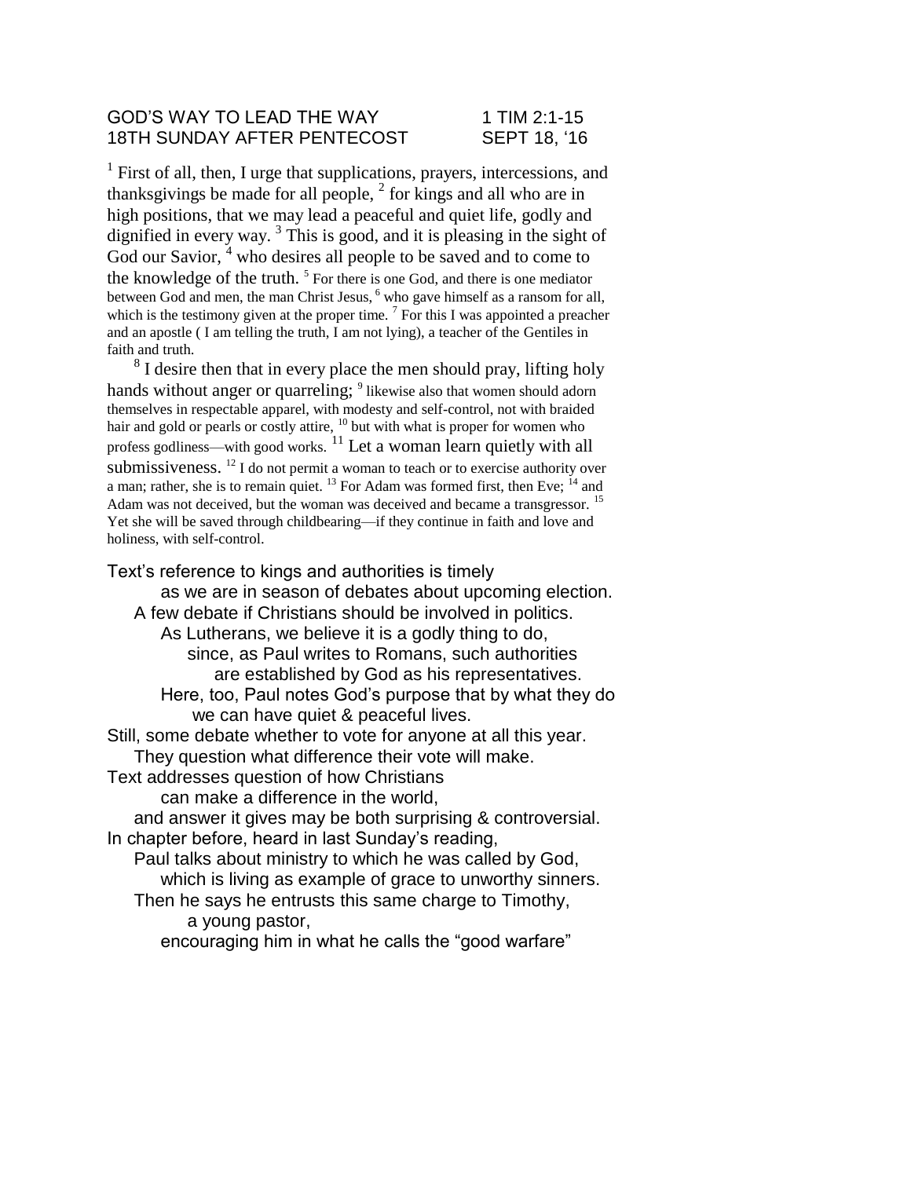GOD'S WAY TO LEAD THE WAY 1 TIM 2:1-15
18TH SUNDAY AFTER PENTECOST SEPT 18, '16

[1] First of all, then, I urge that supplications, prayers, intercessions, and thanksgivings be made for all people, [2] for kings and all who are in high positions, that we may lead a peaceful and quiet life, godly and dignified in every way. [3] This is good, and it is pleasing in the sight of God our Savior, [4] who desires all people to be saved and to come to the knowledge of the truth. [5] For there is one God, and there is one mediator between God and men, the man Christ Jesus, [6] who gave himself as a ransom for all, which is the testimony given at the proper time. [7] For this I was appointed a preacher and an apostle ( I am telling the truth, I am not lying), a teacher of the Gentiles in faith and truth.

[8] I desire then that in every place the men should pray, lifting holy hands without anger or quarreling; [9] likewise also that women should adorn themselves in respectable apparel, with modesty and self-control, not with braided hair and gold or pearls or costly attire, [10] but with what is proper for women who profess godliness—with good works. [11] Let a woman learn quietly with all submissiveness. [12] I do not permit a woman to teach or to exercise authority over a man; rather, she is to remain quiet. [13] For Adam was formed first, then Eve; [14] and Adam was not deceived, but the woman was deceived and became a transgressor. [15] Yet she will be saved through childbearing—if they continue in faith and love and holiness, with self-control.

Text's reference to kings and authorities is timely
as we are in season of debates about upcoming election.
A few debate if Christians should be involved in politics.
As Lutherans, we believe it is a godly thing to do,
since, as Paul writes to Romans, such authorities
are established by God as his representatives.
Here, too, Paul notes God's purpose that by what they do
we can have quiet & peaceful lives.
Still, some debate whether to vote for anyone at all this year.
They question what difference their vote will make.
Text addresses question of how Christians
can make a difference in the world,
and answer it gives may be both surprising & controversial.
In chapter before, heard in last Sunday's reading,
Paul talks about ministry to which he was called by God,
which is living as example of grace to unworthy sinners.
Then he says he entrusts this same charge to Timothy,
a young pastor,
encouraging him in what he calls the "good warfare"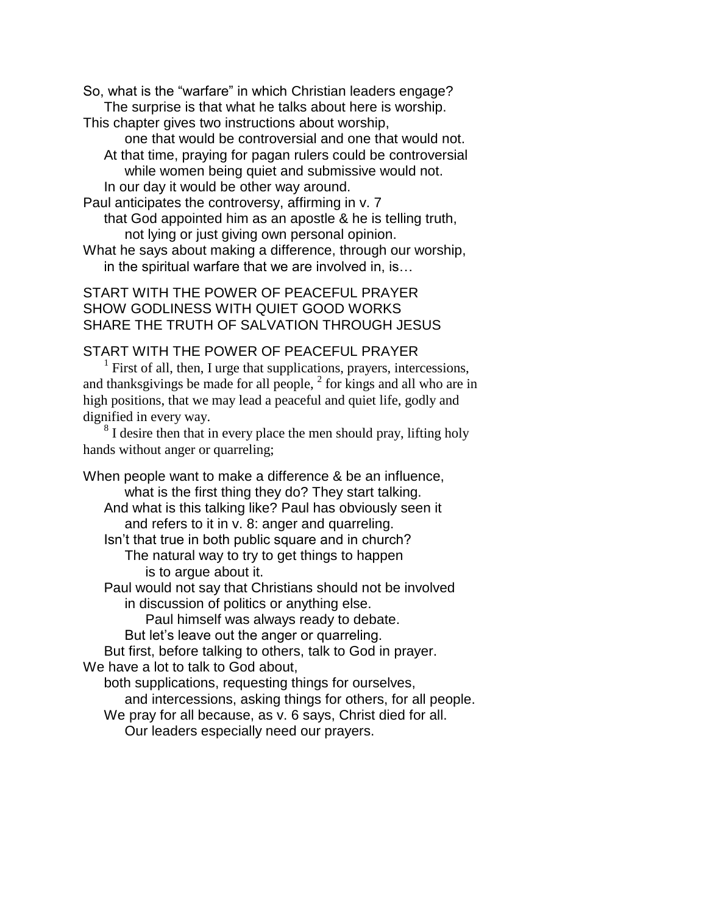So, what is the “warfare” in which Christian leaders engage?
The surprise is that what he talks about here is worship.
This chapter gives two instructions about worship,
one that would be controversial and one that would not.
At that time, praying for pagan rulers could be controversial
while women being quiet and submissive would not.
In our day it would be other way around.
Paul anticipates the controversy, affirming in v. 7
that God appointed him as an apostle & he is telling truth,
not lying or just giving own personal opinion.
What he says about making a difference, through our worship,
in the spiritual warfare that we are involved in, is…

START WITH THE POWER OF PEACEFUL PRAYER
SHOW GODLINESS WITH QUIET GOOD WORKS
SHARE THE TRUTH OF SALVATION THROUGH JESUS

START WITH THE POWER OF PEACEFUL PRAYER

[1] First of all, then, I urge that supplications, prayers, intercessions, and thanksgivings be made for all people, [2] for kings and all who are in high positions, that we may lead a peaceful and quiet life, godly and dignified in every way.

[8] I desire then that in every place the men should pray, lifting holy hands without anger or quarreling;

When people want to make a difference & be an influence,
what is the first thing they do? They start talking.
And what is this talking like? Paul has obviously seen it
and refers to it in v. 8: anger and quarreling.
Isn’t that true in both public square and in church?
The natural way to try to get things to happen
is to argue about it.
Paul would not say that Christians should not be involved
in discussion of politics or anything else.
Paul himself was always ready to debate.
But let’s leave out the anger or quarreling.
But first, before talking to others, talk to God in prayer.
We have a lot to talk to God about,
both supplications, requesting things for ourselves,
and intercessions, asking things for others, for all people.
We pray for all because, as v. 6 says, Christ died for all.
Our leaders especially need our prayers.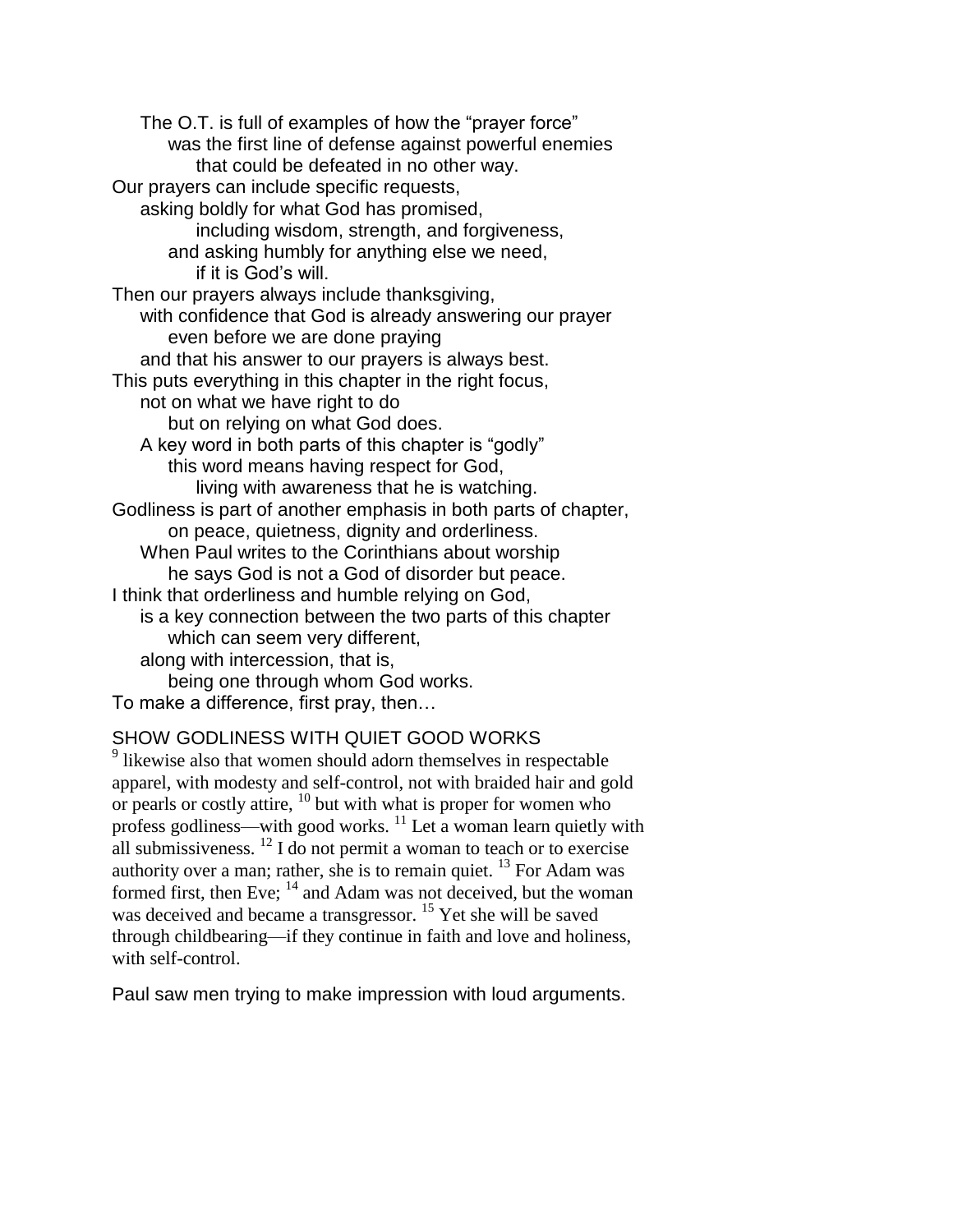The O.T. is full of examples of how the “prayer force”
was the first line of defense against powerful enemies
that could be defeated in no other way.
Our prayers can include specific requests,
asking boldly for what God has promised,
including wisdom, strength, and forgiveness,
and asking humbly for anything else we need,
if it is God’s will.
Then our prayers always include thanksgiving,
with confidence that God is already answering our prayer
even before we are done praying
and that his answer to our prayers is always best.
This puts everything in this chapter in the right focus,
not on what we have right to do
but on relying on what God does.
A key word in both parts of this chapter is “godly”
this word means having respect for God,
living with awareness that he is watching.
Godliness is part of another emphasis in both parts of chapter,
on peace, quietness, dignity and orderliness.
When Paul writes to the Corinthians about worship
he says God is not a God of disorder but peace.
I think that orderliness and humble relying on God,
is a key connection between the two parts of this chapter
which can seem very different,
along with intercession, that is,
being one through whom God works.
To make a difference, first pray, then…

SHOW GODLINESS WITH QUIET GOOD WORKS

[9] likewise also that women should adorn themselves in respectable apparel, with modesty and self-control, not with braided hair and gold or pearls or costly attire, [10] but with what is proper for women who profess godliness—with good works. [11] Let a woman learn quietly with all submissiveness. [12] I do not permit a woman to teach or to exercise authority over a man; rather, she is to remain quiet. [13] For Adam was formed first, then Eve; [14] and Adam was not deceived, but the woman was deceived and became a transgressor. [15] Yet she will be saved through childbearing—if they continue in faith and love and holiness, with self-control.

Paul saw men trying to make impression with loud arguments.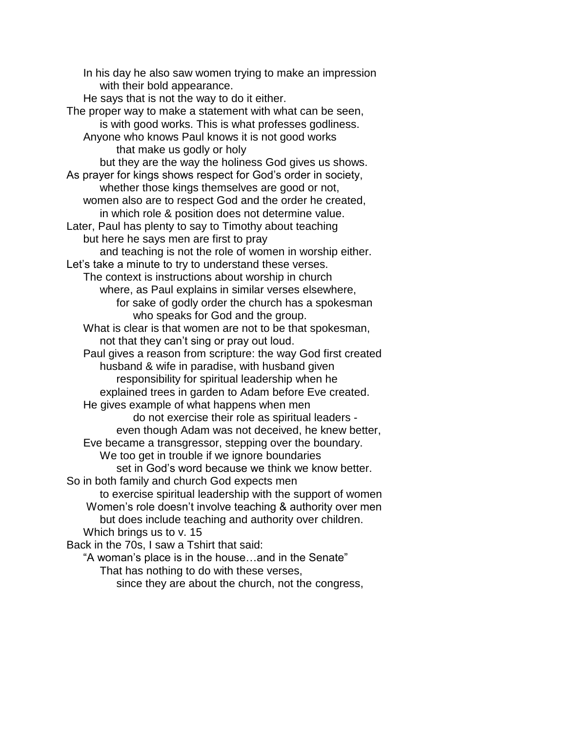In his day he also saw women trying to make an impression
with their bold appearance.
He says that is not the way to do it either.
The proper way to make a statement with what can be seen,
is with good works. This is what professes godliness.
Anyone who knows Paul knows it is not good works
that make us godly or holy
but they are the way the holiness God gives us shows.
As prayer for kings shows respect for God's order in society,
whether those kings themselves are good or not,
women also are to respect God and the order he created,
in which role & position does not determine value.
Later, Paul has plenty to say to Timothy about teaching
but here he says men are first to pray
and teaching is not the role of women in worship either.
Let's take a minute to try to understand these verses.
The context is instructions about worship in church
where, as Paul explains in similar verses elsewhere,
for sake of godly order the church has a spokesman
who speaks for God and the group.
What is clear is that women are not to be that spokesman,
not that they can't sing or pray out loud.
Paul gives a reason from scripture: the way God first created
husband & wife in paradise, with husband given
responsibility for spiritual leadership when he
explained trees in garden to Adam before Eve created.
He gives example of what happens when men
do not exercise their role as spiritual leaders -
even though Adam was not deceived, he knew better,
Eve became a transgressor, stepping over the boundary.
We too get in trouble if we ignore boundaries
set in God's word because we think we know better.
So in both family and church God expects men
to exercise spiritual leadership with the support of women
Women's role doesn't involve teaching & authority over men
but does include teaching and authority over children.
Which brings us to v. 15
Back in the 70s, I saw a Tshirt that said:
"A woman's place is in the house…and in the Senate"
That has nothing to do with these verses,
since they are about the church, not the congress,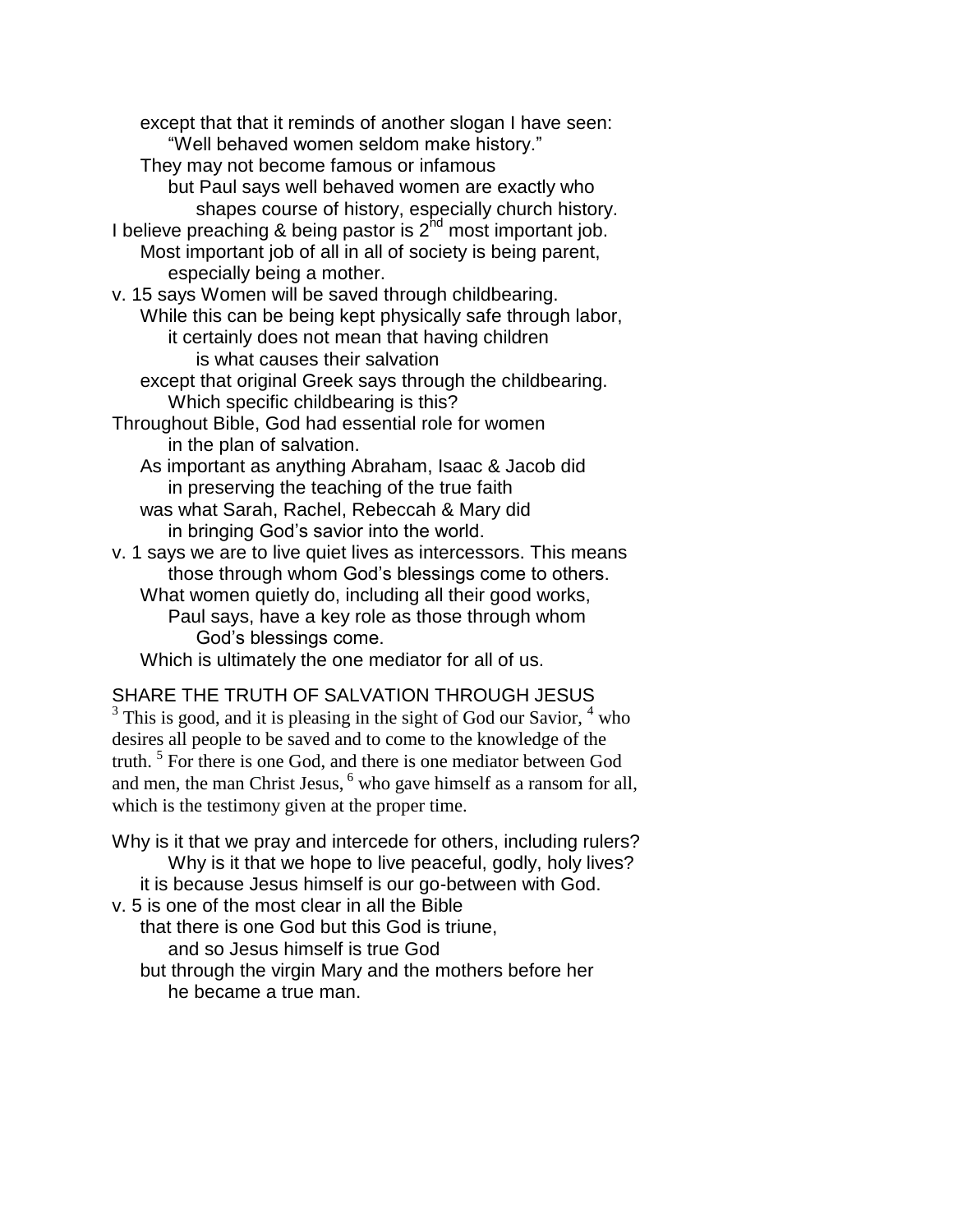except that that it reminds of another slogan I have seen:
  "Well behaved women seldom make history."
 They may not become famous or infamous
  but Paul says well behaved women are exactly who
   shapes course of history, especially church history.

I believe preaching & being pastor is 2nd most important job.
 Most important job of all in all of society is being parent,
  especially being a mother.

v. 15 says Women will be saved through childbearing.
 While this can be being kept physically safe through labor,
  it certainly does not mean that having children
   is what causes their salvation
 except that original Greek says through the childbearing.
  Which specific childbearing is this?

Throughout Bible, God had essential role for women
  in the plan of salvation.
 As important as anything Abraham, Isaac & Jacob did
  in preserving the teaching of the true faith
 was what Sarah, Rachel, Rebeccah & Mary did
  in bringing God's savior into the world.

v. 1 says we are to live quiet lives as intercessors. This means
  those through whom God's blessings come to others.
 What women quietly do, including all their good works,
  Paul says, have a key role as those through whom
   God's blessings come.
 Which is ultimately the one mediator for all of us.

SHARE THE TRUTH OF SALVATION THROUGH JESUS

[3] This is good, and it is pleasing in the sight of God our Savior, [4] who desires all people to be saved and to come to the knowledge of the truth. [5] For there is one God, and there is one mediator between God and men, the man Christ Jesus, [6] who gave himself as a ransom for all, which is the testimony given at the proper time.

Why is it that we pray and intercede for others, including rulers?
  Why is it that we hope to live peaceful, godly, holy lives?
 it is because Jesus himself is our go-between with God.

v. 5 is one of the most clear in all the Bible
 that there is one God but this God is triune,
  and so Jesus himself is true God
 but through the virgin Mary and the mothers before her
  he became a true man.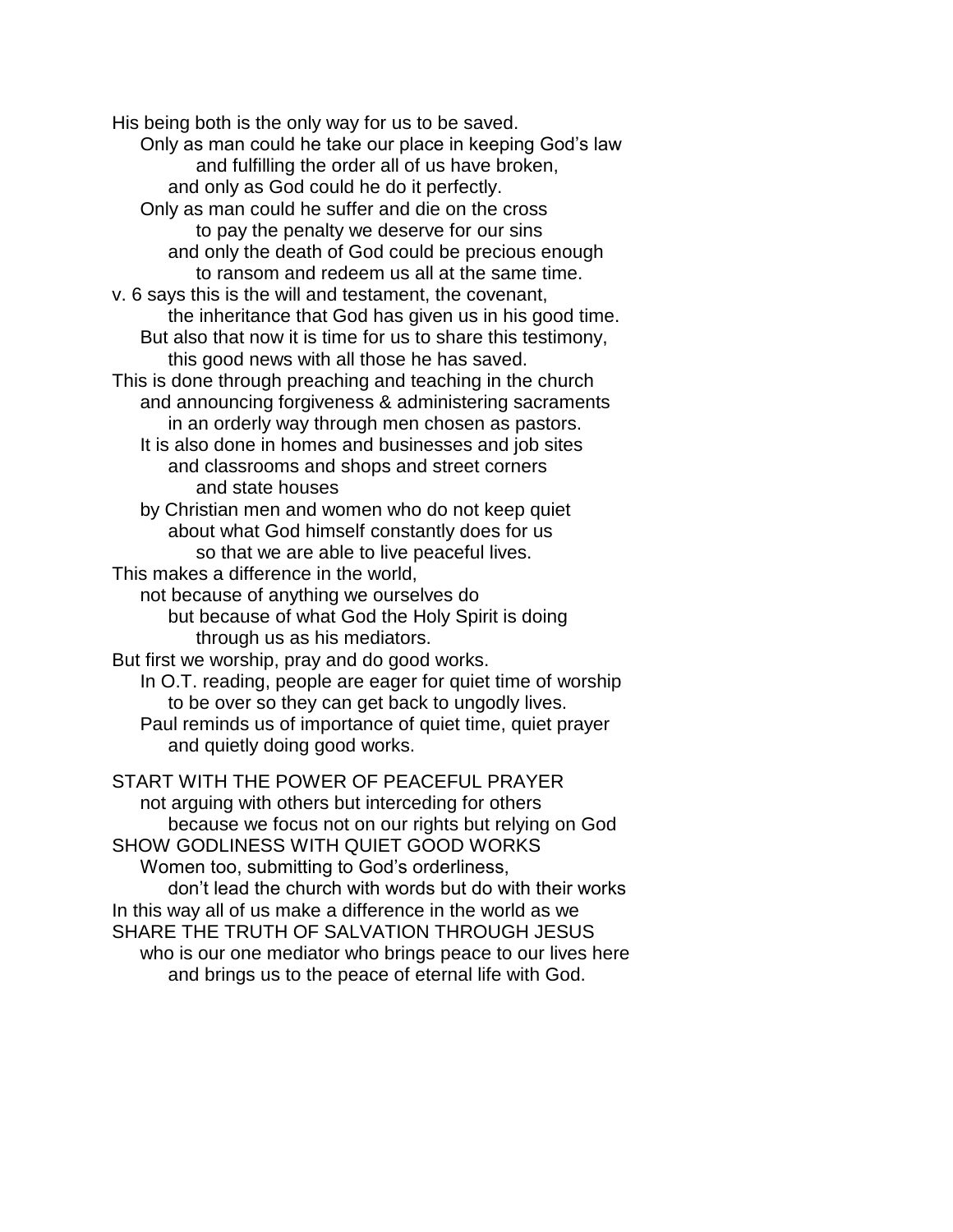His being both is the only way for us to be saved.
Only as man could he take our place in keeping God's law
and fulfilling the order all of us have broken,
and only as God could he do it perfectly.
Only as man could he suffer and die on the cross
to pay the penalty we deserve for our sins
and only the death of God could be precious enough
to ransom and redeem us all at the same time.
v. 6 says this is the will and testament, the covenant,
the inheritance that God has given us in his good time.
But also that now it is time for us to share this testimony,
this good news with all those he has saved.
This is done through preaching and teaching in the church
and announcing forgiveness & administering sacraments
in an orderly way through men chosen as pastors.
It is also done in homes and businesses and job sites
and classrooms and shops and street corners
and state houses
by Christian men and women who do not keep quiet
about what God himself constantly does for us
so that we are able to live peaceful lives.
This makes a difference in the world,
not because of anything we ourselves do
but because of what God the Holy Spirit is doing
through us as his mediators.
But first we worship, pray and do good works.
In O.T. reading, people are eager for quiet time of worship
to be over so they can get back to ungodly lives.
Paul reminds us of importance of quiet time, quiet prayer
and quietly doing good works.

START WITH THE POWER OF PEACEFUL PRAYER
not arguing with others but interceding for others
because we focus not on our rights but relying on God
SHOW GODLINESS WITH QUIET GOOD WORKS
Women too, submitting to God's orderliness,
don't lead the church with words but do with their works
In this way all of us make a difference in the world as we
SHARE THE TRUTH OF SALVATION THROUGH JESUS
who is our one mediator who brings peace to our lives here
and brings us to the peace of eternal life with God.